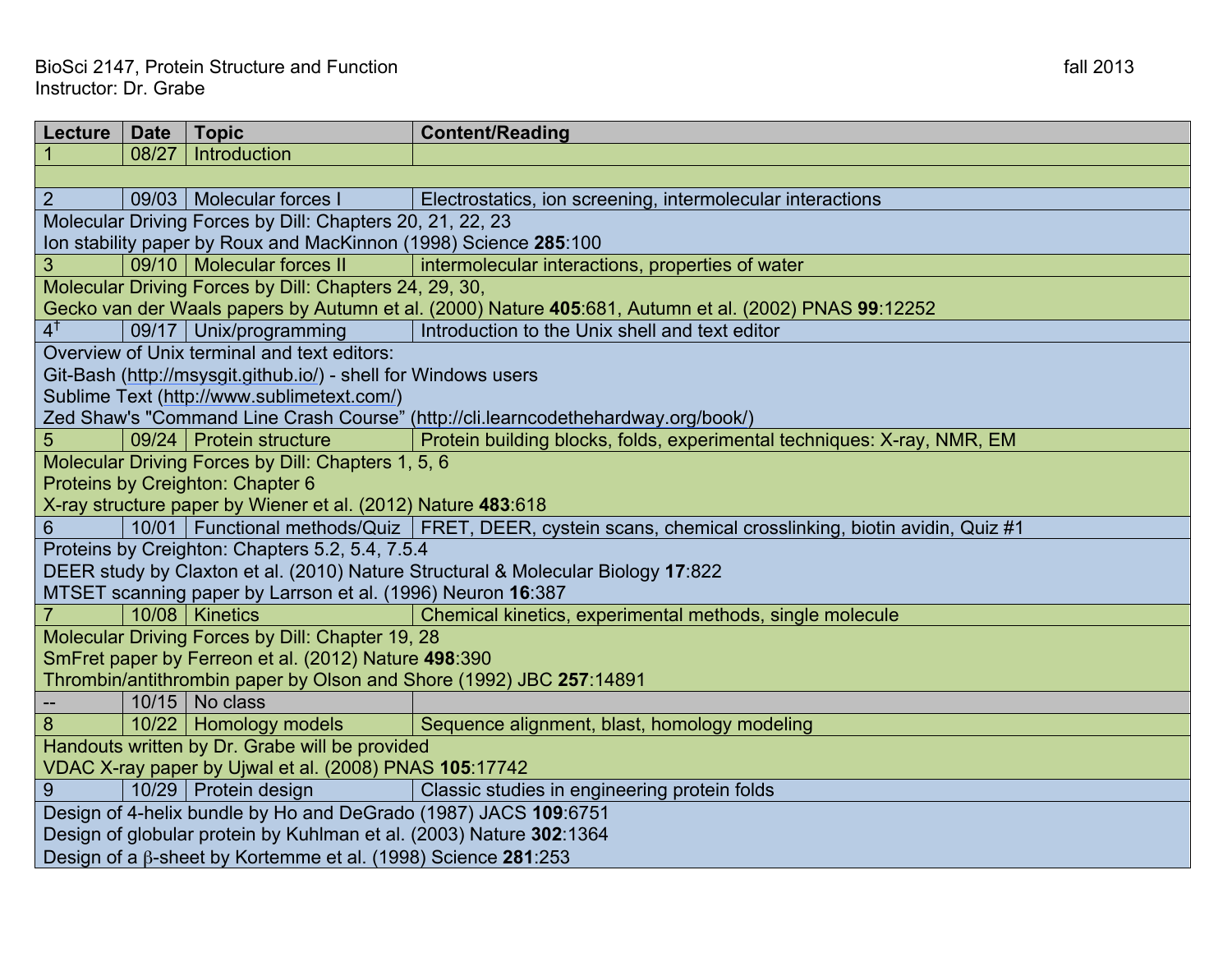BioSci 2147, Protein Structure and Function fall 2013
Instructor: Dr. Grabe

| Lecture | Date | Topic | Content/Reading |
|---|---|---|---|
| 1 | 08/27 | Introduction | |
| | | | |
| 2 | 09/03 | Molecular forces I | Electrostatics, ion screening, intermolecular interactions |
| Molecular Driving Forces by Dill: Chapters 20, 21, 22, 23<br>Ion stability paper by Roux and MacKinnon (1998) Science **285**:100 | | | |
| 3 | 09/10 | Molecular forces II | intermolecular interactions, properties of water |
| Molecular Driving Forces by Dill: Chapters 24, 29, 30,<br>Gecko van der Waals papers by Autumn et al. (2000) Nature **405**:681, Autumn et al. (2002) PNAS **99**:12252 | | | |
| 4† | 09/17 | Unix/programming | Introduction to the Unix shell and text editor |
| Overview of Unix terminal and text editors:<br>Git-Bash (http://msysgit.github.io/) - shell for Windows users<br>Sublime Text (http://www.sublimetext.com/)<br>Zed Shaw's "Command Line Crash Course" (http://cli.learncodethehardway.org/book/) | | | |
| 5 | 09/24 | Protein structure | Protein building blocks, folds, experimental techniques: X-ray, NMR, EM |
| Molecular Driving Forces by Dill: Chapters 1, 5, 6<br>Proteins by Creighton: Chapter 6<br>X-ray structure paper by Wiener et al. (2012) Nature **483**:618 | | | |
| 6 | 10/01 | Functional methods/Quiz | FRET, DEER, cystein scans, chemical crosslinking, biotin avidin, Quiz #1 |
| Proteins by Creighton: Chapters 5.2, 5.4, 7.5.4<br>DEER study by Claxton et al. (2010) Nature Structural & Molecular Biology **17**:822<br>MTSET scanning paper by Larrson et al. (1996) Neuron **16**:387 | | | |
| 7 | 10/08 | Kinetics | Chemical kinetics, experimental methods, single molecule |
| Molecular Driving Forces by Dill: Chapter 19, 28<br>SmFret paper by Ferreon et al. (2012) Nature **498**:390<br>Thrombin/antithrombin paper by Olson and Shore (1992) JBC **257**:14891 | | | |
| -- | 10/15 | No class | |
| 8 | 10/22 | Homology models | Sequence alignment, blast, homology modeling |
| Handouts written by Dr. Grabe will be provided<br>VDAC X-ray paper by Ujwal et al. (2008) PNAS **105**:17742 | | | |
| 9 | 10/29 | Protein design | Classic studies in engineering protein folds |
| Design of 4-helix bundle by Ho and DeGrado (1987) JACS **109**:6751<br>Design of globular protein by Kuhlman et al. (2003) Nature **302**:1364<br>Design of a $\beta$-sheet by Kortemme et al. (1998) Science **281**:253 | | | |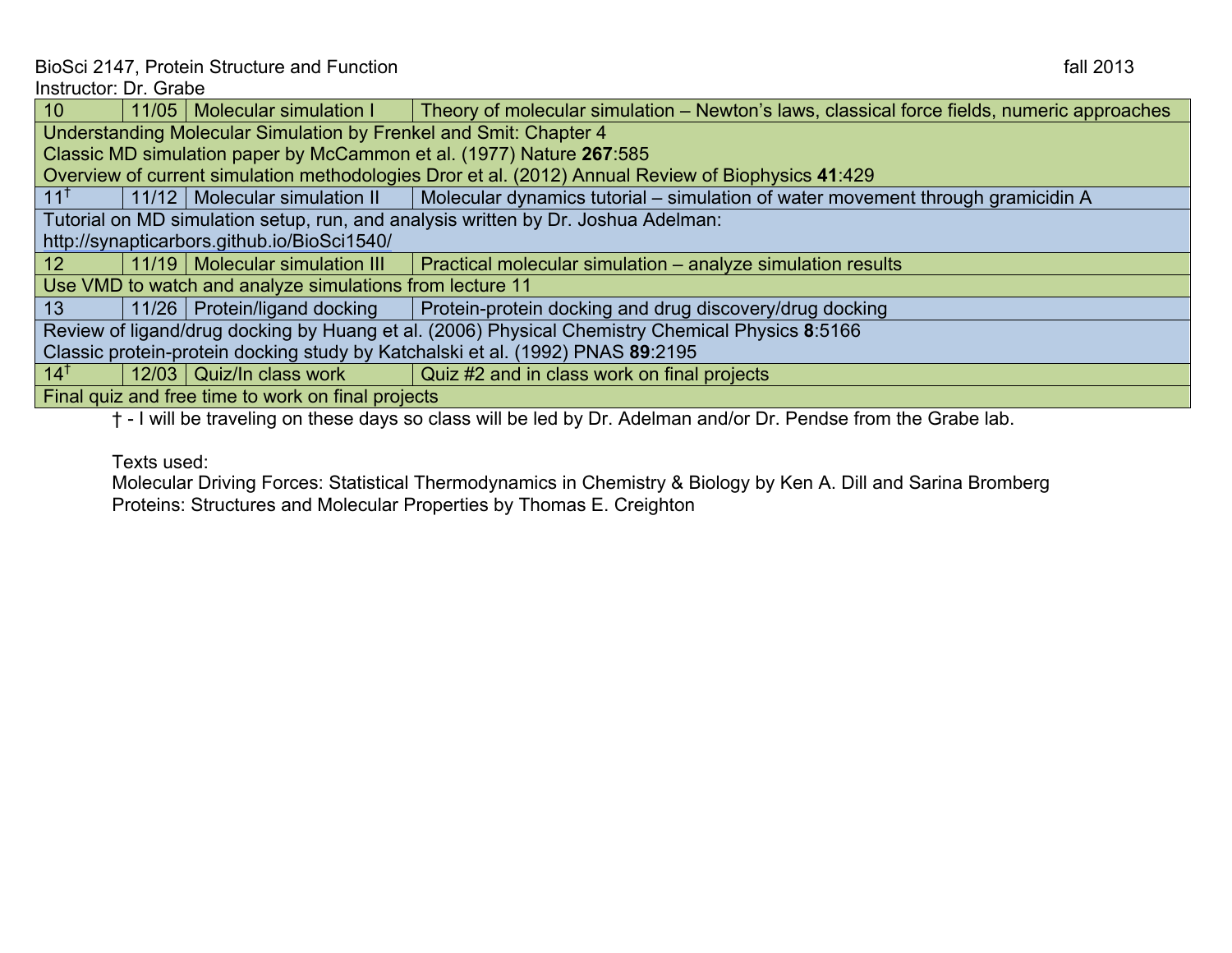BioSci 2147, Protein Structure and Function fall 2013

Instructor: Dr. Grabe

| | | | |
|---|---|---|---|
| 10 | 11/05 | Molecular simulation I | Theory of molecular simulation – Newton's laws, classical force fields, numeric approaches |
| Understanding Molecular Simulation by Frenkel and Smit: Chapter 4<br>Classic MD simulation paper by McCammon et al. (1977) Nature **267**:585<br>Overview of current simulation methodologies Dror et al. (2012) Annual Review of Biophysics **41**:429 | | | |
| 11† | 11/12 | Molecular simulation II | Molecular dynamics tutorial – simulation of water movement through gramicidin A |
| Tutorial on MD simulation setup, run, and analysis written by Dr. Joshua Adelman:<br>http://synapticarbors.github.io/BioSci1540/ | | | |
| 12 | 11/19 | Molecular simulation III | Practical molecular simulation – analyze simulation results |
| Use VMD to watch and analyze simulations from lecture 11 | | | |
| 13 | 11/26 | Protein/ligand docking | Protein-protein docking and drug discovery/drug docking |
| Review of ligand/drug docking by Huang et al. (2006) Physical Chemistry Chemical Physics **8**:5166<br>Classic protein-protein docking study by Katchalski et al. (1992) PNAS **89**:2195 | | | |
| 14† | 12/03 | Quiz/In class work | Quiz #2 and in class work on final projects |
| Final quiz and free time to work on final projects | | | |

† - I will be traveling on these days so class will be led by Dr. Adelman and/or Dr. Pendse from the Grabe lab.

Texts used:

Molecular Driving Forces: Statistical Thermodynamics in Chemistry & Biology by Ken A. Dill and Sarina Bromberg

Proteins: Structures and Molecular Properties by Thomas E. Creighton